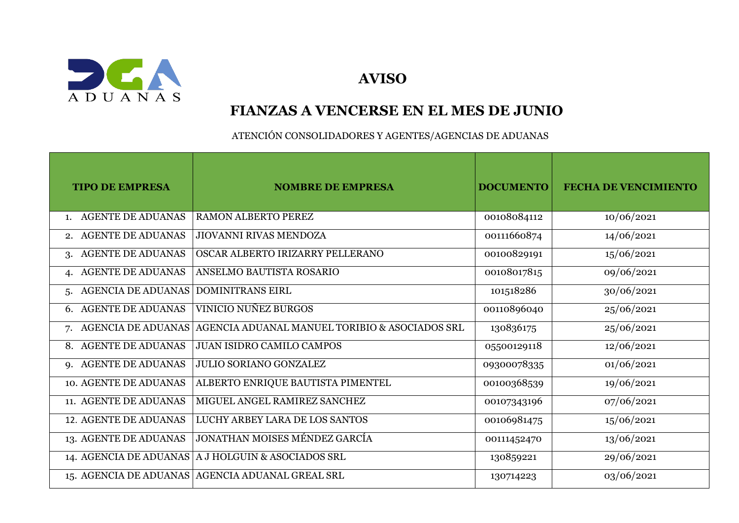# AVISO

## FIANZAS A VENCERSE EN EL MES DE JUNIO

ATENCIÓN CONSOLIDADORES Y AGENTES/AGENCIAS DE ADUANAS

| TIPO DE EMPRESA | NOMBRE DE EMPRESA | DOCUMENTO | FECHA DE VENCIMIENTO |
|---|---|---|---|
| 1. AGENTE DE ADUANAS | RAMON ALBERTO PEREZ | 00108084112 | 10/06/2021 |
| 2. AGENTE DE ADUANAS | JIOVANNI RIVAS MENDOZA | 00111660874 | 14/06/2021 |
| 3. AGENTE DE ADUANAS | OSCAR ALBERTO IRIZARRY PELLERANO | 00100829191 | 15/06/2021 |
| 4. AGENTE DE ADUANAS | ANSELMO BAUTISTA ROSARIO | 00108017815 | 09/06/2021 |
| 5. AGENCIA DE ADUANAS | DOMINITRANS EIRL | 101518286 | 30/06/2021 |
| 6. AGENTE DE ADUANAS | VINICIO NUÑEZ BURGOS | 00110896040 | 25/06/2021 |
| 7. AGENCIA DE ADUANAS | AGENCIA ADUANAL MANUEL TORIBIO & ASOCIADOS SRL | 130836175 | 25/06/2021 |
| 8. AGENTE DE ADUANAS | JUAN ISIDRO CAMILO CAMPOS | 05500129118 | 12/06/2021 |
| 9. AGENTE DE ADUANAS | JULIO SORIANO GONZALEZ | 09300078335 | 01/06/2021 |
| 10. AGENTE DE ADUANAS | ALBERTO ENRIQUE BAUTISTA PIMENTEL | 00100368539 | 19/06/2021 |
| 11. AGENTE DE ADUANAS | MIGUEL ANGEL RAMIREZ SANCHEZ | 00107343196 | 07/06/2021 |
| 12. AGENTE DE ADUANAS | LUCHY ARBEY LARA DE LOS SANTOS | 00106981475 | 15/06/2021 |
| 13. AGENTE DE ADUANAS | JONATHAN MOISES MÉNDEZ GARCÍA | 00111452470 | 13/06/2021 |
| 14. AGENCIA DE ADUANAS | A J HOLGUIN & ASOCIADOS SRL | 130859221 | 29/06/2021 |
| 15. AGENCIA DE ADUANAS | AGENCIA ADUANAL GREAL SRL | 130714223 | 03/06/2021 |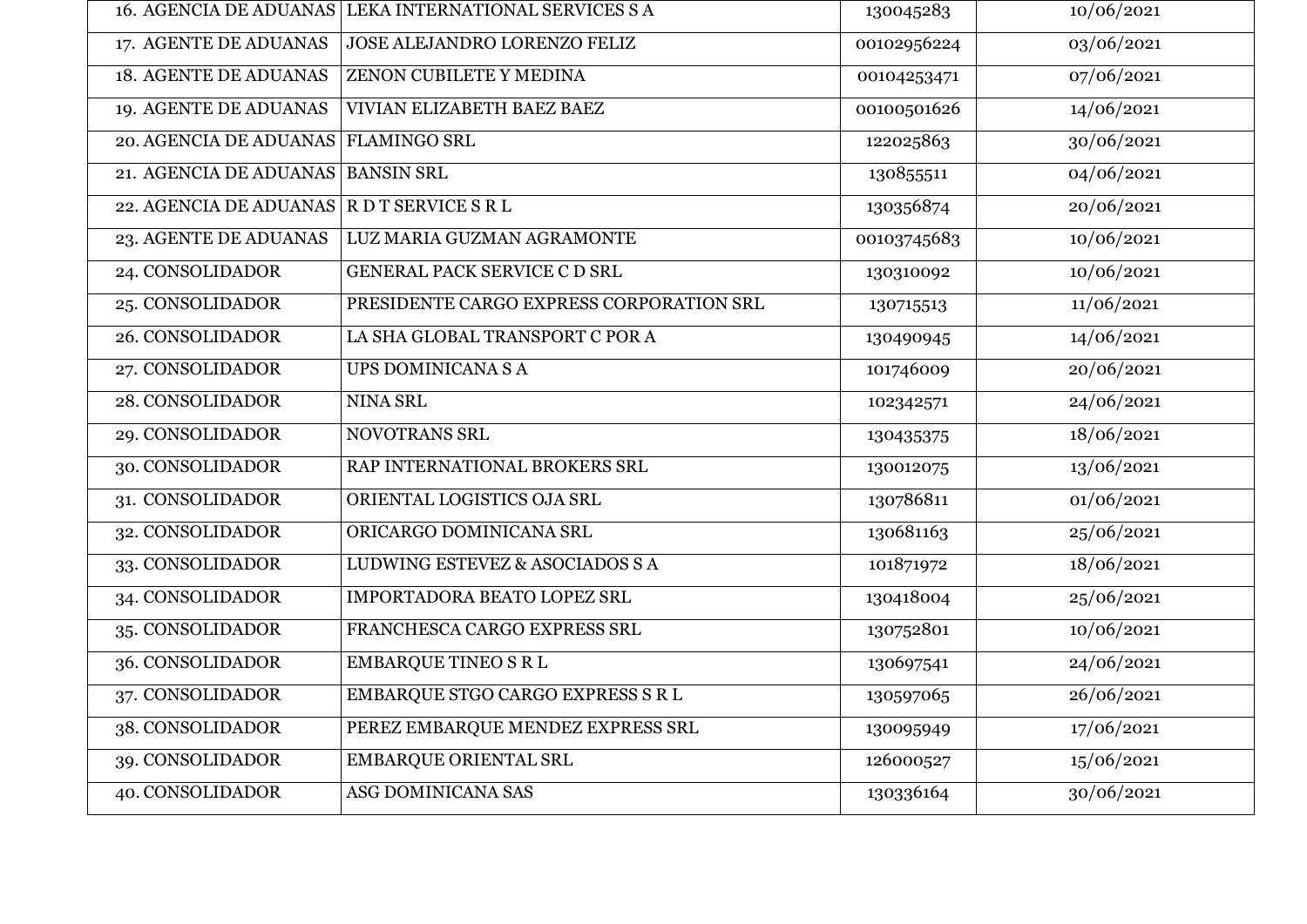| | | | |
|---|---|---|---|
| 16. AGENCIA DE ADUANAS | LEKA INTERNATIONAL SERVICES S A | 130045283 | 10/06/2021 |
| 17. AGENTE DE ADUANAS | JOSE ALEJANDRO LORENZO FELIZ | 00102956224 | 03/06/2021 |
| 18. AGENTE DE ADUANAS | ZENON CUBILETE Y MEDINA | 00104253471 | 07/06/2021 |
| 19. AGENTE DE ADUANAS | VIVIAN ELIZABETH BAEZ BAEZ | 00100501626 | 14/06/2021 |
| 20. AGENCIA DE ADUANAS | FLAMINGO SRL | 122025863 | 30/06/2021 |
| 21. AGENCIA DE ADUANAS | BANSIN SRL | 130855511 | 04/06/2021 |
| 22. AGENCIA DE ADUANAS | R D T SERVICE S R L | 130356874 | 20/06/2021 |
| 23. AGENTE DE ADUANAS | LUZ MARIA GUZMAN AGRAMONTE | 00103745683 | 10/06/2021 |
| 24. CONSOLIDADOR | GENERAL PACK SERVICE C D SRL | 130310092 | 10/06/2021 |
| 25. CONSOLIDADOR | PRESIDENTE CARGO EXPRESS CORPORATION SRL | 130715513 | 11/06/2021 |
| 26. CONSOLIDADOR | LA SHA GLOBAL TRANSPORT C POR A | 130490945 | 14/06/2021 |
| 27. CONSOLIDADOR | UPS DOMINICANA S A | 101746009 | 20/06/2021 |
| 28. CONSOLIDADOR | NINA SRL | 102342571 | 24/06/2021 |
| 29. CONSOLIDADOR | NOVOTRANS SRL | 130435375 | 18/06/2021 |
| 30. CONSOLIDADOR | RAP INTERNATIONAL BROKERS SRL | 130012075 | 13/06/2021 |
| 31. CONSOLIDADOR | ORIENTAL LOGISTICS OJA SRL | 130786811 | 01/06/2021 |
| 32. CONSOLIDADOR | ORICARGO DOMINICANA SRL | 130681163 | 25/06/2021 |
| 33. CONSOLIDADOR | LUDWING ESTEVEZ & ASOCIADOS S A | 101871972 | 18/06/2021 |
| 34. CONSOLIDADOR | IMPORTADORA BEATO LOPEZ SRL | 130418004 | 25/06/2021 |
| 35. CONSOLIDADOR | FRANCHESCA CARGO EXPRESS SRL | 130752801 | 10/06/2021 |
| 36. CONSOLIDADOR | EMBARQUE TINEO S R L | 130697541 | 24/06/2021 |
| 37. CONSOLIDADOR | EMBARQUE STGO CARGO EXPRESS S R L | 130597065 | 26/06/2021 |
| 38. CONSOLIDADOR | PEREZ EMBARQUE MENDEZ EXPRESS SRL | 130095949 | 17/06/2021 |
| 39. CONSOLIDADOR | EMBARQUE ORIENTAL SRL | 126000527 | 15/06/2021 |
| 40. CONSOLIDADOR | ASG DOMINICANA SAS | 130336164 | 30/06/2021 |